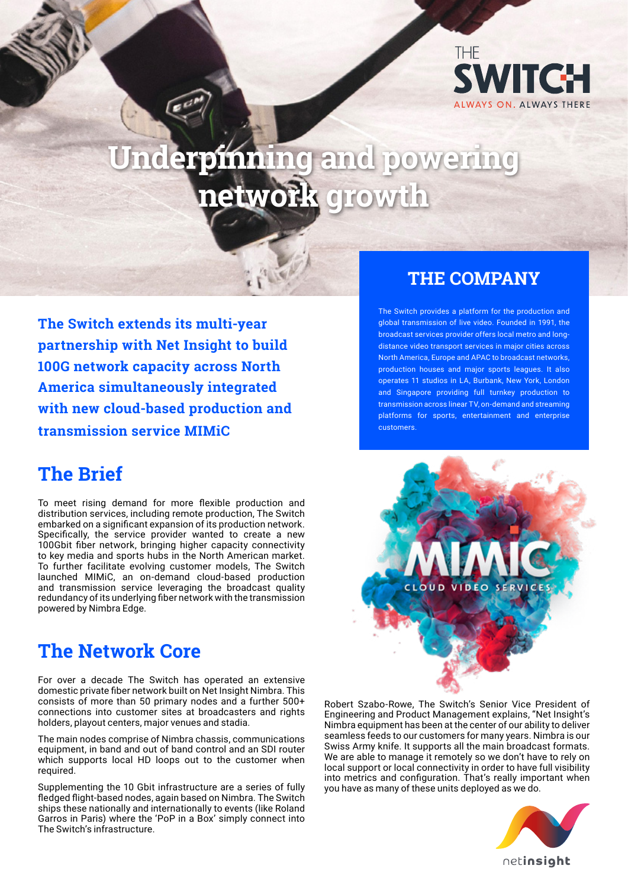# Underpinning and powering network growth

**The Switch extends its multi-year partnership with Net Insight to build 100G network capacity across North America simultaneously integrated with new cloud-based production and transmission service MIMiC**

## THE COMPANY

The Switch provides a platform for the production and global transmission of live video. Founded in 1991, the broadcast services provider offers local metro and long-distance video transport services in major cities across North America, Europe and APAC to broadcast networks, production houses and major sports leagues. It also operates 11 studios in LA, Burbank, New York, London and Singapore providing full turnkey production to transmission across linear TV, on-demand and streaming platforms for sports, entertainment and enterprise customers.

## The Brief

To meet rising demand for more flexible production and distribution services, including remote production, The Switch embarked on a significant expansion of its production network. Specifically, the service provider wanted to create a new 100Gbit fiber network, bringing higher capacity connectivity to key media and sports hubs in the North American market. To further facilitate evolving customer models, The Switch launched MIMiC, an on-demand cloud-based production and transmission service leveraging the broadcast quality redundancy of its underlying fiber network with the transmission powered by Nimbra Edge.

## The Network Core

For over a decade The Switch has operated an extensive domestic private fiber network built on Net Insight Nimbra. This consists of more than 50 primary nodes and a further 500+ connections into customer sites at broadcasters and rights holders, playout centers, major venues and stadia.

The main nodes comprise of Nimbra chassis, communications equipment, in band and out of band control and an SDI router which supports local HD loops out to the customer when required.

Supplementing the 10 Gbit infrastructure are a series of fully fledged flight-based nodes, again based on Nimbra. The Switch ships these nationally and internationally to events (like Roland Garros in Paris) where the 'PoP in a Box' simply connect into The Switch's infrastructure.

Robert Szabo-Rowe, The Switch's Senior Vice President of Engineering and Product Management explains, "Net Insight's Nimbra equipment has been at the center of our ability to deliver seamless feeds to our customers for many years. Nimbra is our Swiss Army knife. It supports all the main broadcast formats. We are able to manage it remotely so we don't have to rely on local support or local connectivity in order to have full visibility into metrics and configuration. That's really important when you have as many of these units deployed as we do.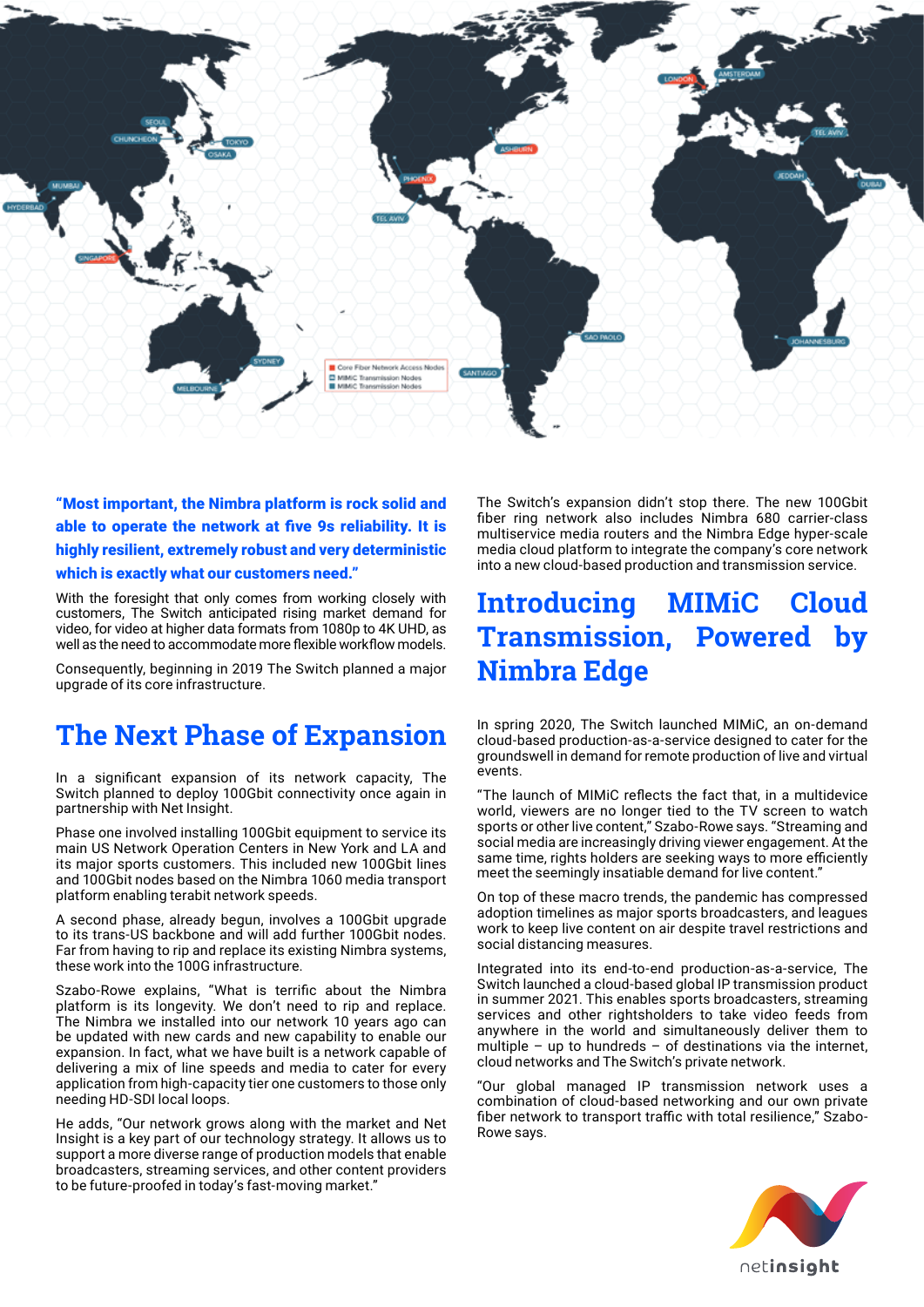**"Most important, the Nimbra platform is rock solid and able to operate the network at five 9s reliability. It is highly resilient, extremely robust and very deterministic which is exactly what our customers need."**

With the foresight that only comes from working closely with customers, The Switch anticipated rising market demand for video, for video at higher data formats from 1080p to 4K UHD, as well as the need to accommodate more flexible workflow models.

Consequently, beginning in 2019 The Switch planned a major upgrade of its core infrastructure.

## The Next Phase of Expansion

In a significant expansion of its network capacity, The Switch planned to deploy 100Gbit connectivity once again in partnership with Net Insight.

Phase one involved installing 100Gbit equipment to service its main US Network Operation Centers in New York and LA and its major sports customers. This included new 100Gbit lines and 100Gbit nodes based on the Nimbra 1060 media transport platform enabling terabit network speeds.

A second phase, already begun, involves a 100Gbit upgrade to its trans-US backbone and will add further 100Gbit nodes. Far from having to rip and replace its existing Nimbra systems, these work into the 100G infrastructure.

Szabo-Rowe explains, "What is terrific about the Nimbra platform is its longevity. We don't need to rip and replace. The Nimbra we installed into our network 10 years ago can be updated with new cards and new capability to enable our expansion. In fact, what we have built is a network capable of delivering a mix of line speeds and media to cater for every application from high-capacity tier one customers to those only needing HD-SDI local loops.

He adds, "Our network grows along with the market and Net Insight is a key part of our technology strategy. It allows us to support a more diverse range of production models that enable broadcasters, streaming services, and other content providers to be future-proofed in today's fast-moving market."

The Switch's expansion didn't stop there. The new 100Gbit fiber ring network also includes Nimbra 680 carrier-class multiservice media routers and the Nimbra Edge hyper-scale media cloud platform to integrate the company's core network into a new cloud-based production and transmission service.

## Introducing MIMiC Cloud Transmission, Powered by Nimbra Edge

In spring 2020, The Switch launched MIMiC, an on-demand cloud-based production-as-a-service designed to cater for the groundswell in demand for remote production of live and virtual events.

"The launch of MIMiC reflects the fact that, in a multidevice world, viewers are no longer tied to the TV screen to watch sports or other live content," Szabo-Rowe says. "Streaming and social media are increasingly driving viewer engagement. At the same time, rights holders are seeking ways to more efficiently meet the seemingly insatiable demand for live content."

On top of these macro trends, the pandemic has compressed adoption timelines as major sports broadcasters, and leagues work to keep live content on air despite travel restrictions and social distancing measures.

Integrated into its end-to-end production-as-a-service, The Switch launched a cloud-based global IP transmission product in summer 2021. This enables sports broadcasters, streaming services and other rightsholders to take video feeds from anywhere in the world and simultaneously deliver them to multiple – up to hundreds – of destinations via the internet, cloud networks and The Switch's private network.

"Our global managed IP transmission network uses a combination of cloud-based networking and our own private fiber network to transport traffic with total resilience," Szabo-Rowe says.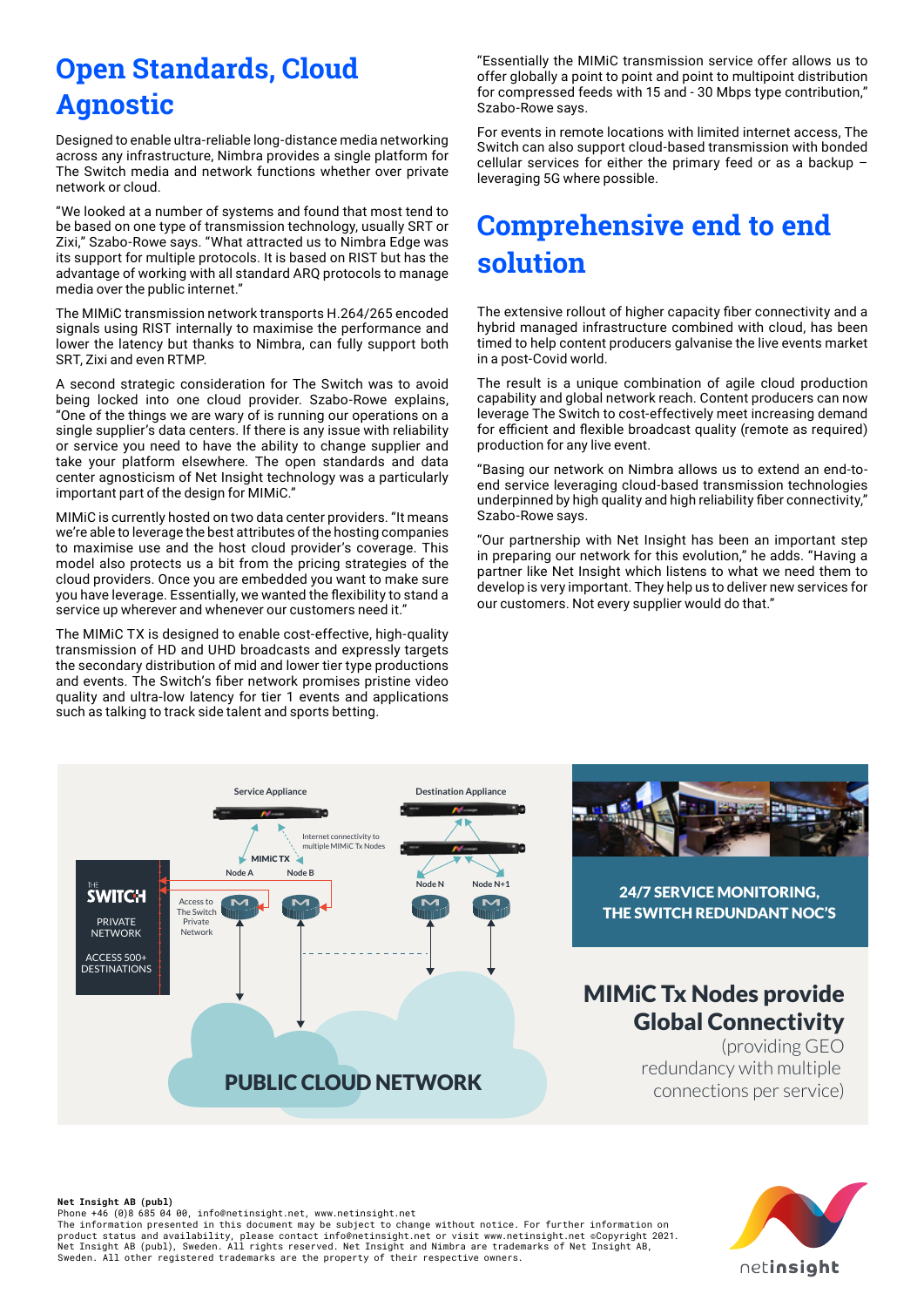## Open Standards, Cloud Agnostic

Designed to enable ultra-reliable long-distance media networking across any infrastructure, Nimbra provides a single platform for The Switch media and network functions whether over private network or cloud.

"We looked at a number of systems and found that most tend to be based on one type of transmission technology, usually SRT or Zixi," Szabo-Rowe says. "What attracted us to Nimbra Edge was its support for multiple protocols. It is based on RIST but has the advantage of working with all standard ARQ protocols to manage media over the public internet."

The MIMiC transmission network transports H.264/265 encoded signals using RIST internally to maximise the performance and lower the latency but thanks to Nimbra, can fully support both SRT, Zixi and even RTMP.

A second strategic consideration for The Switch was to avoid being locked into one cloud provider. Szabo-Rowe explains, "One of the things we are wary of is running our operations on a single supplier's data centers. If there is any issue with reliability or service you need to change supplier and take your platform elsewhere. The open standards and data center agnosticism of Net Insight technology was a particularly important part of the design for MIMiC."

MIMiC is currently hosted on two data center providers. "It means we're able to leverage the best attributes of the hosting companies to maximise use and the host cloud provider's coverage. This model also protects us a bit from the pricing strategies of the cloud providers. Once you are embedded you want to make sure you have leverage. Essentially, we wanted the flexibility to stand a service up wherever and whenever our customers need it."

The MIMiC TX is designed to enable cost-effective, high-quality transmission of HD and UHD broadcasts and expressly targets the secondary distribution of mid and lower tier type productions and events. The Switch's fiber network promises pristine video quality and ultra-low latency for tier 1 events and applications such as talking to track side talent and sports betting.

"Essentially the MIMiC transmission service offer allows us to offer globally a point to point and point to multipoint distribution for compressed feeds with 15 and - 30 Mbps type contribution," Szabo-Rowe says.

For events in remote locations with limited internet access, The Switch can also support cloud-based transmission with bonded cellular services for either the primary feed or as a backup – leveraging 5G where possible.

## Comprehensive end to end solution

The extensive rollout of higher capacity fiber connectivity and a hybrid managed infrastructure combined with cloud, has been timed to help content producers galvanise the live events market in a post-Covid world.

The result is a unique combination of agile cloud production capability and global network reach. Content producers can now leverage The Switch to cost-effectively meet increasing demand for efficient and flexible broadcast quality (remote as required) production for any live event.

"Basing our network on Nimbra allows us to extend an end-to-end service leveraging cloud-based transmission technologies underpinned by high quality and high reliability fiber connectivity," Szabo-Rowe says.

"Our partnership with Net Insight has been an important step in preparing our network for this evolution," he adds. "Having a partner like Net Insight which listens to what we need them to develop is very important. They help us to deliver new services for our customers. Not every supplier would do that."

Service Appliance
Destination Appliance
Internet connectivity to multiple MIMiC Tx Nodes
MIMiC TX
Node A
Node B
Node N
Node N+1
THE SWITCH
PRIVATE NETWORK
ACCESS 500+ DESTINATIONS
Access to The Switch Private Network
PUBLIC CLOUD NETWORK

24/7 SERVICE MONITORING, THE SWITCH REDUNDANT NOC'S

**MIMiC Tx Nodes provide Global Connectivity**
(providing GEO redundancy with multiple connections per service)

**Net Insight AB (publ)**
Phone +46 (0)8 685 04 00, info@netinsight.net, www.netinsight.net
The information presented in this document may be subject to change without notice. For further information on product status and availability, please contact info@netinsight.net or visit www.netinsight.net ©Copyright 2021. Net Insight AB (publ), Sweden. All rights reserved. Net Insight and Nimbra are trademarks of Net Insight AB, Sweden. All other registered trademarks are the property of their respective owners.

netinsight